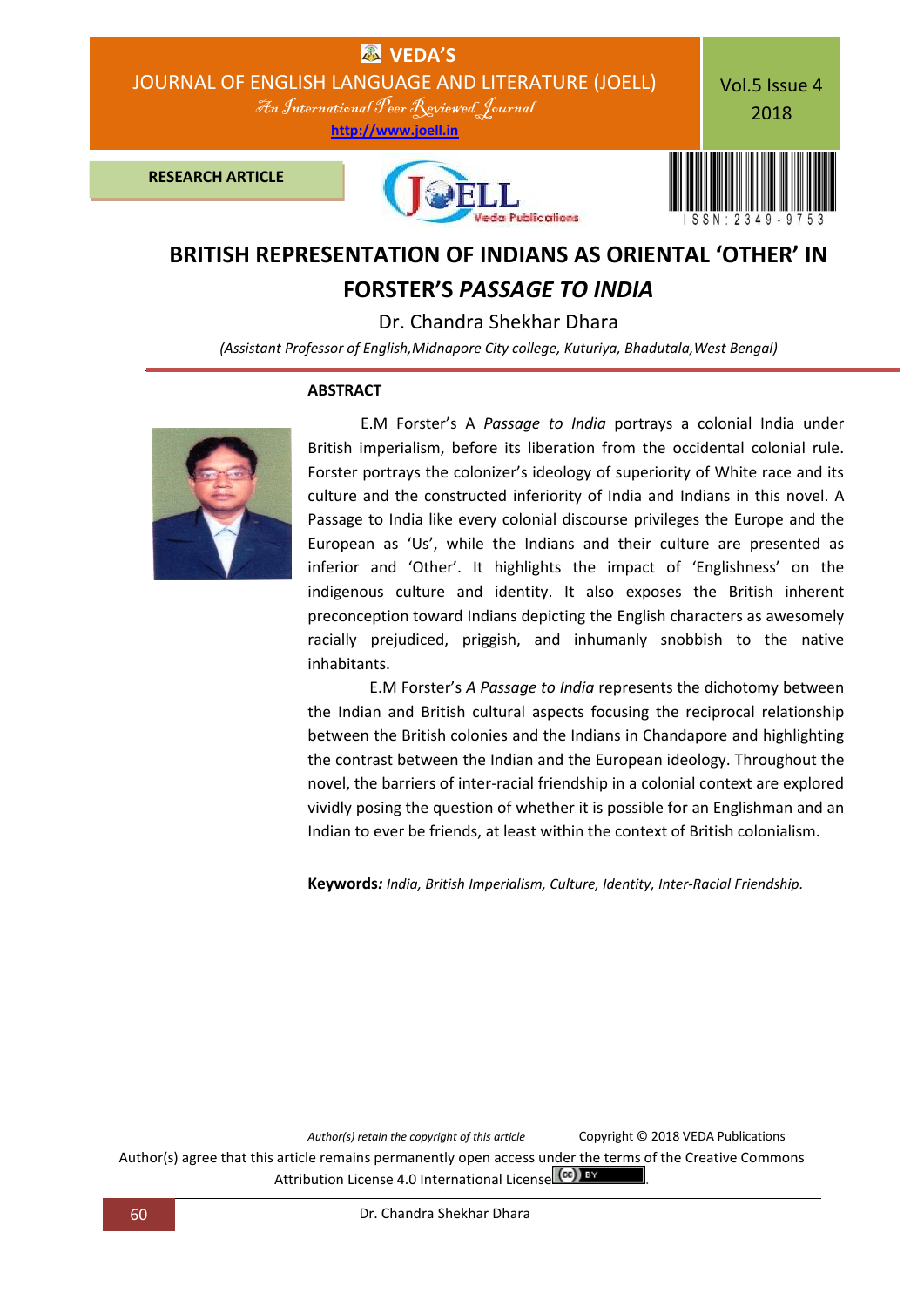RESEARCH ARTICLE

# BRITISH REPRESENTATION OF INDIANS AS ORIENTAL 'OTHER' IN FORSTER'S *PASSAGE TO INDIA*

Dr. Chandra Shekhar Dhara

*(Assistant Professor of English,Midnapore City college, Kuturiya, Bhadutala,West Bengal)*

## ABSTRACT

E.M Forster's A *Passage to India* portrays a colonial India under British imperialism, before its liberation from the occidental colonial rule. Forster portrays the colonizer's ideology of superiority of White race and its culture and the constructed inferiority of India and Indians in this novel. A Passage to India like every colonial discourse privileges the Europe and the European as 'Us', while the Indians and their culture are presented as inferior and 'Other'. It highlights the impact of 'Englishness' on the indigenous culture and identity. It also exposes the British inherent preconception toward Indians depicting the English characters as awesomely racially prejudiced, priggish, and inhumanly snobbish to the native inhabitants.

E.M Forster's *A Passage to India* represents the dichotomy between the Indian and British cultural aspects focusing the reciprocal relationship between the British colonies and the Indians in Chandapore and highlighting the contrast between the Indian and the European ideology. Throughout the novel, the barriers of inter-racial friendship in a colonial context are explored vividly posing the question of whether it is possible for an Englishman and an Indian to ever be friends, at least within the context of British colonialism.

**Keywords:** *India, British Imperialism, Culture, Identity, Inter-Racial Friendship.*

*Author(s) retain the copyright of this article* Copyright © 2018 VEDA Publications

Author(s) agree that this article remains permanently open access under the terms of the Creative Commons Attribution License 4.0 International License.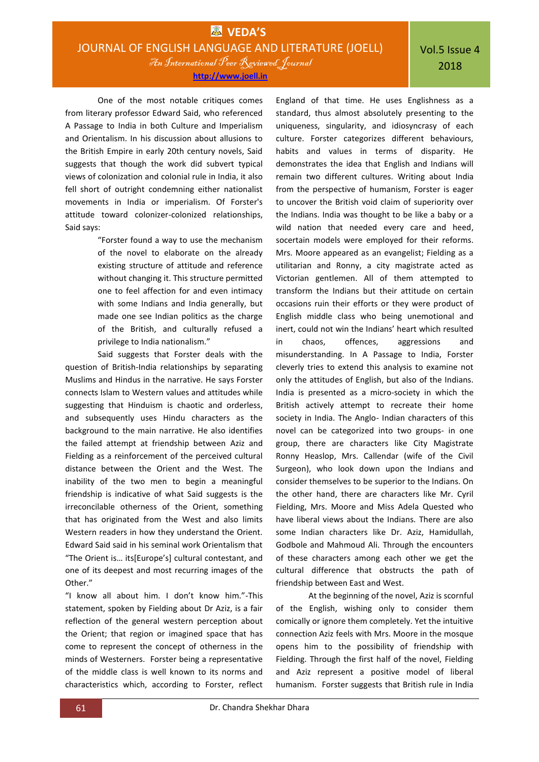One of the most notable critiques comes from literary professor Edward Said, who referenced A Passage to India in both Culture and Imperialism and Orientalism. In his discussion about allusions to the British Empire in early 20th century novels, Said suggests that though the work did subvert typical views of colonization and colonial rule in India, it also fell short of outright condemning either nationalist movements in India or imperialism. Of Forster's attitude toward colonizer-colonized relationships, Said says:

> "Forster found a way to use the mechanism of the novel to elaborate on the already existing structure of attitude and reference without changing it. This structure permitted one to feel affection for and even intimacy with some Indians and India generally, but made one see Indian politics as the charge of the British, and culturally refused a privilege to India nationalism."

Said suggests that Forster deals with the question of British-India relationships by separating Muslims and Hindus in the narrative. He says Forster connects Islam to Western values and attitudes while suggesting that Hinduism is chaotic and orderless, and subsequently uses Hindu characters as the background to the main narrative. He also identifies the failed attempt at friendship between Aziz and Fielding as a reinforcement of the perceived cultural distance between the Orient and the West. The inability of the two men to begin a meaningful friendship is indicative of what Said suggests is the irreconcilable otherness of the Orient, something that has originated from the West and also limits Western readers in how they understand the Orient. Edward Said said in his seminal work Orientalism that "The Orient is… its[Europe's] cultural contestant, and one of its deepest and most recurring images of the Other."

"I know all about him. I don't know him."-This statement, spoken by Fielding about Dr Aziz, is a fair reflection of the general western perception about the Orient; that region or imagined space that has come to represent the concept of otherness in the minds of Westerners. Forster being a representative of the middle class is well known to its norms and characteristics which, according to Forster, reflect England of that time. He uses Englishness as a standard, thus almost absolutely presenting to the uniqueness, singularity, and idiosyncrasy of each culture. Forster categorizes different behaviours, habits and values in terms of disparity. He demonstrates the idea that English and Indians will remain two different cultures. Writing about India from the perspective of humanism, Forster is eager to uncover the British void claim of superiority over the Indians. India was thought to be like a baby or a wild nation that needed every care and heed, socertain models were employed for their reforms. Mrs. Moore appeared as an evangelist; Fielding as a utilitarian and Ronny, a city magistrate acted as Victorian gentlemen. All of them attempted to transform the Indians but their attitude on certain occasions ruin their efforts or they were product of English middle class who being unemotional and inert, could not win the Indians' heart which resulted in chaos, offences, aggressions and misunderstanding. In A Passage to India, Forster cleverly tries to extend this analysis to examine not only the attitudes of English, but also of the Indians. India is presented as a micro-society in which the British actively attempt to recreate their home society in India. The Anglo- Indian characters of this novel can be categorized into two groups- in one group, there are characters like City Magistrate Ronny Heaslop, Mrs. Callendar (wife of the Civil Surgeon), who look down upon the Indians and consider themselves to be superior to the Indians. On the other hand, there are characters like Mr. Cyril Fielding, Mrs. Moore and Miss Adela Quested who have liberal views about the Indians. There are also some Indian characters like Dr. Aziz, Hamidullah, Godbole and Mahmoud Ali. Through the encounters of these characters among each other we get the cultural difference that obstructs the path of friendship between East and West.

At the beginning of the novel, Aziz is scornful of the English, wishing only to consider them comically or ignore them completely. Yet the intuitive connection Aziz feels with Mrs. Moore in the mosque opens him to the possibility of friendship with Fielding. Through the first half of the novel, Fielding and Aziz represent a positive model of liberal humanism. Forster suggests that British rule in India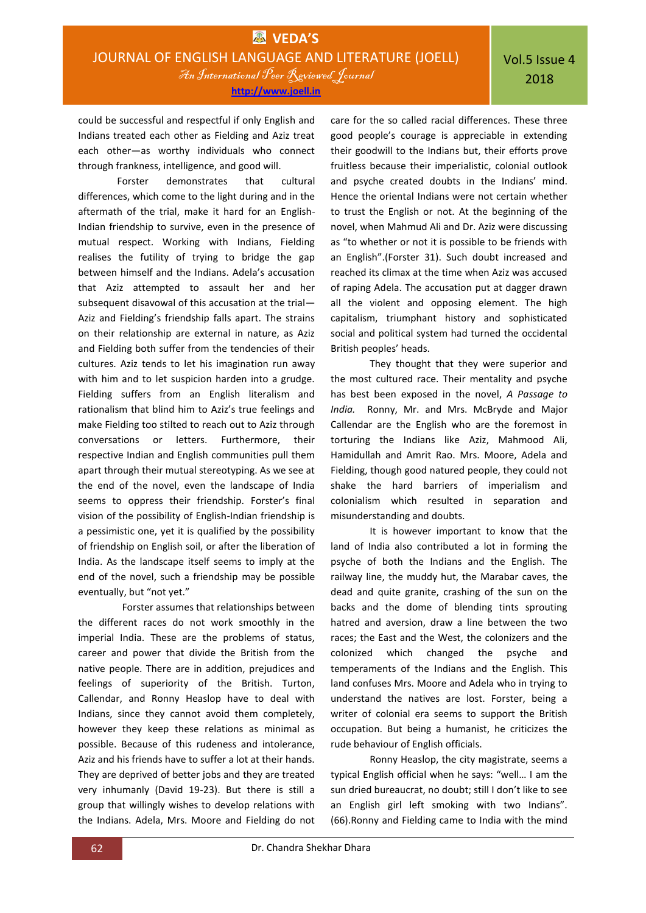could be successful and respectful if only English and Indians treated each other as Fielding and Aziz treat each other—as worthy individuals who connect through frankness, intelligence, and good will.

Forster demonstrates that cultural differences, which come to the light during and in the aftermath of the trial, make it hard for an English-Indian friendship to survive, even in the presence of mutual respect. Working with Indians, Fielding realises the futility of trying to bridge the gap between himself and the Indians. Adela's accusation that Aziz attempted to assault her and her subsequent disavowal of this accusation at the trial—Aziz and Fielding's friendship falls apart. The strains on their relationship are external in nature, as Aziz and Fielding both suffer from the tendencies of their cultures. Aziz tends to let his imagination run away with him and to let suspicion harden into a grudge. Fielding suffers from an English literalism and rationalism that blind him to Aziz's true feelings and make Fielding too stilted to reach out to Aziz through conversations or letters. Furthermore, their respective Indian and English communities pull them apart through their mutual stereotyping. As we see at the end of the novel, even the landscape of India seems to oppress their friendship. Forster's final vision of the possibility of English-Indian friendship is a pessimistic one, yet it is qualified by the possibility of friendship on English soil, or after the liberation of India. As the landscape itself seems to imply at the end of the novel, such a friendship may be possible eventually, but "not yet."

Forster assumes that relationships between the different races do not work smoothly in the imperial India. These are the problems of status, career and power that divide the British from the native people. There are in addition, prejudices and feelings of superiority of the British. Turton, Callendar, and Ronny Heaslop have to deal with Indians, since they cannot avoid them completely, however they keep these relations as minimal as possible. Because of this rudeness and intolerance, Aziz and his friends have to suffer a lot at their hands. They are deprived of better jobs and they are treated very inhumanly (David 19-23). But there is still a group that willingly wishes to develop relations with the Indians. Adela, Mrs. Moore and Fielding do not care for the so called racial differences. These three good people's courage is appreciable in extending their goodwill to the Indians but, their efforts prove fruitless because their imperialistic, colonial outlook and psyche created doubts in the Indians' mind. Hence the oriental Indians were not certain whether to trust the English or not. At the beginning of the novel, when Mahmud Ali and Dr. Aziz were discussing as "to whether or not it is possible to be friends with an English".(Forster 31). Such doubt increased and reached its climax at the time when Aziz was accused of raping Adela. The accusation put at dagger drawn all the violent and opposing element. The high capitalism, triumphant history and sophisticated social and political system had turned the occidental British peoples' heads.

They thought that they were superior and the most cultured race. Their mentality and psyche has best been exposed in the novel, *A Passage to India.* Ronny, Mr. and Mrs. McBryde and Major Callendar are the English who are the foremost in torturing the Indians like Aziz, Mahmood Ali, Hamidullah and Amrit Rao. Mrs. Moore, Adela and Fielding, though good natured people, they could not shake the hard barriers of imperialism and colonialism which resulted in separation and misunderstanding and doubts.

It is however important to know that the land of India also contributed a lot in forming the psyche of both the Indians and the English. The railway line, the muddy hut, the Marabar caves, the dead and quite granite, crashing of the sun on the backs and the dome of blending tints sprouting hatred and aversion, draw a line between the two races; the East and the West, the colonizers and the colonized which changed the psyche and temperaments of the Indians and the English. This land confuses Mrs. Moore and Adela who in trying to understand the natives are lost. Forster, being a writer of colonial era seems to support the British occupation. But being a humanist, he criticizes the rude behaviour of English officials.

Ronny Heaslop, the city magistrate, seems a typical English official when he says: "well… I am the sun dried bureaucrat, no doubt; still I don't like to see an English girl left smoking with two Indians". (66).Ronny and Fielding came to India with the mind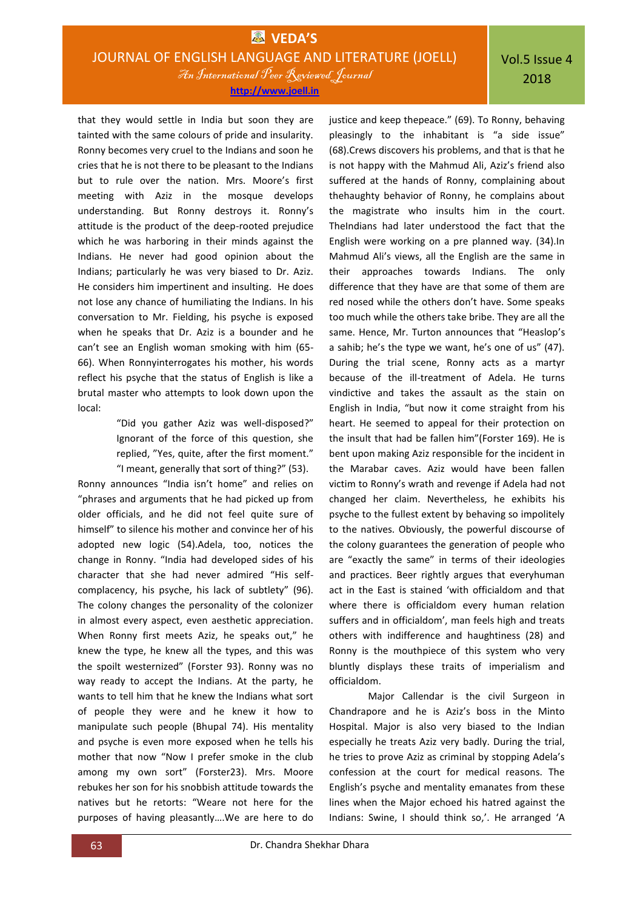that they would settle in India but soon they are tainted with the same colours of pride and insularity. Ronny becomes very cruel to the Indians and soon he cries that he is not there to be pleasant to the Indians but to rule over the nation. Mrs. Moore's first meeting with Aziz in the mosque develops understanding. But Ronny destroys it. Ronny's attitude is the product of the deep-rooted prejudice which he was harboring in their minds against the Indians. He never had good opinion about the Indians; particularly he was very biased to Dr. Aziz. He considers him impertinent and insulting. He does not lose any chance of humiliating the Indians. In his conversation to Mr. Fielding, his psyche is exposed when he speaks that Dr. Aziz is a bounder and he can't see an English woman smoking with him (65-66). When Ronnyinterrogates his mother, his words reflect his psyche that the status of English is like a brutal master who attempts to look down upon the local:

> "Did you gather Aziz was well-disposed?" Ignorant of the force of this question, she replied, "Yes, quite, after the first moment." "I meant, generally that sort of thing?" (53).

Ronny announces "India isn't home" and relies on "phrases and arguments that he had picked up from older officials, and he did not feel quite sure of himself" to silence his mother and convince her of his adopted new logic (54).Adela, too, notices the change in Ronny. "India had developed sides of his character that she had never admired "His self-complacency, his psyche, his lack of subtlety" (96). The colony changes the personality of the colonizer in almost every aspect, even aesthetic appreciation. When Ronny first meets Aziz, he speaks out," he knew the type, he knew all the types, and this was the spoilt westernized" (Forster 93). Ronny was no way ready to accept the Indians. At the party, he wants to tell him that he knew the Indians what sort of people they were and he knew it how to manipulate such people (Bhupal 74). His mentality and psyche is even more exposed when he tells his mother that now "Now I prefer smoke in the club among my own sort" (Forster23). Mrs. Moore rebukes her son for his snobbish attitude towards the natives but he retorts: "Weare not here for the purposes of having pleasantly….We are here to do justice and keep thepeace." (69). To Ronny, behaving pleasingly to the inhabitant is "a side issue" (68).Crews discovers his problems, and that is that he is not happy with the Mahmud Ali, Aziz's friend also suffered at the hands of Ronny, complaining about thehaughty behavior of Ronny, he complains about the magistrate who insults him in the court. TheIndians had later understood the fact that the English were working on a pre planned way. (34).In Mahmud Ali's views, all the English are the same in their approaches towards Indians. The only difference that they have are that some of them are red nosed while the others don't have. Some speaks too much while the others take bribe. They are all the same. Hence, Mr. Turton announces that "Heaslop's a sahib; he's the type we want, he's one of us" (47). During the trial scene, Ronny acts as a martyr because of the ill-treatment of Adela. He turns vindictive and takes the assault as the stain on English in India, "but now it come straight from his heart. He seemed to appeal for their protection on the insult that had be fallen him"(Forster 169). He is bent upon making Aziz responsible for the incident in the Marabar caves. Aziz would have been fallen victim to Ronny's wrath and revenge if Adela had not changed her claim. Nevertheless, he exhibits his psyche to the fullest extent by behaving so impolitely to the natives. Obviously, the powerful discourse of the colony guarantees the generation of people who are "exactly the same" in terms of their ideologies and practices. Beer rightly argues that everyhuman act in the East is stained 'with officialdom and that where there is officialdom every human relation suffers and in officialdom', man feels high and treats others with indifference and haughtiness (28) and Ronny is the mouthpiece of this system who very bluntly displays these traits of imperialism and officialdom.

Major Callendar is the civil Surgeon in Chandrapore and he is Aziz's boss in the Minto Hospital. Major is also very biased to the Indian especially he treats Aziz very badly. During the trial, he tries to prove Aziz as criminal by stopping Adela's confession at the court for medical reasons. The English's psyche and mentality emanates from these lines when the Major echoed his hatred against the Indians: Swine, I should think so,'. He arranged 'A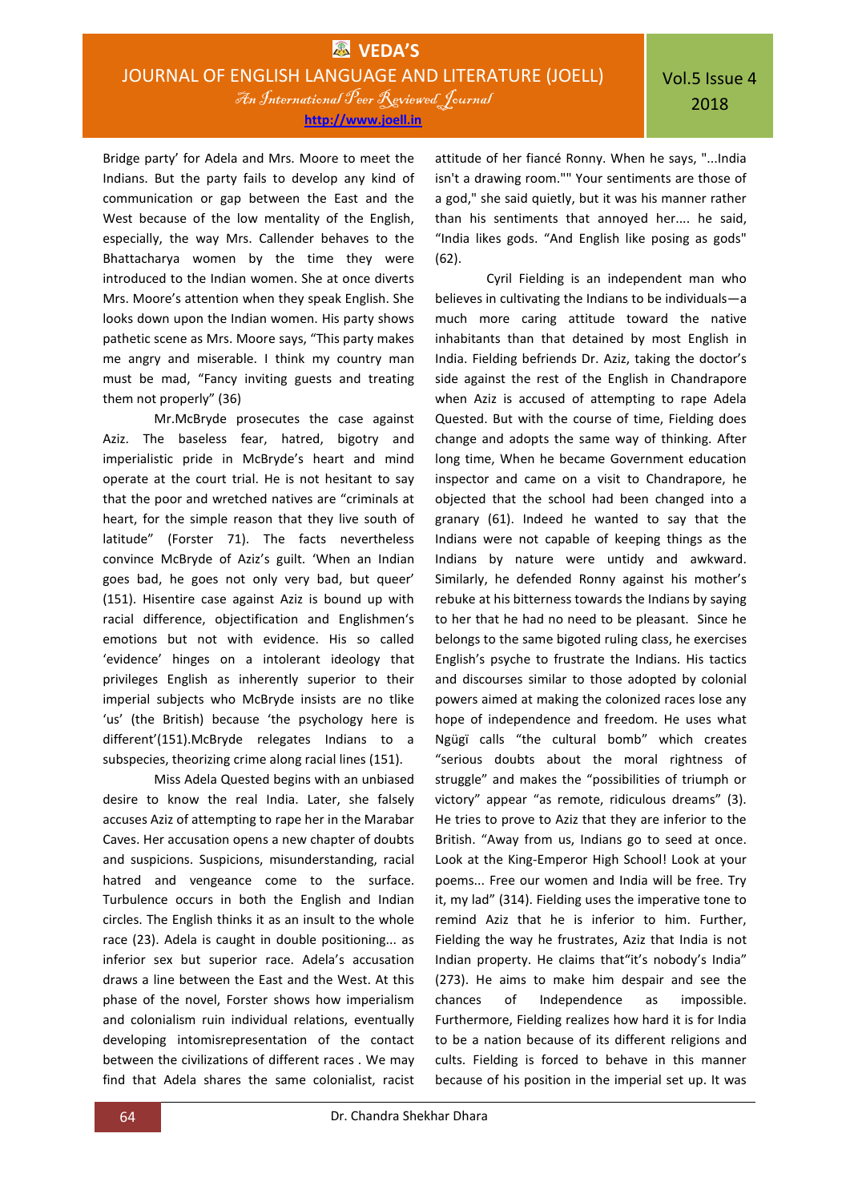Bridge party' for Adela and Mrs. Moore to meet the Indians. But the party fails to develop any kind of communication or gap between the East and the West because of the low mentality of the English, especially, the way Mrs. Callender behaves to the Bhattacharya women by the time they were introduced to the Indian women. She at once diverts Mrs. Moore's attention when they speak English. She looks down upon the Indian women. His party shows pathetic scene as Mrs. Moore says, "This party makes me angry and miserable. I think my country man must be mad, "Fancy inviting guests and treating them not properly" (36)

Mr.McBryde prosecutes the case against Aziz. The baseless fear, hatred, bigotry and imperialistic pride in McBryde's heart and mind operate at the court trial. He is not hesitant to say that the poor and wretched natives are "criminals at heart, for the simple reason that they live south of latitude" (Forster 71). The facts nevertheless convince McBryde of Aziz's guilt. 'When an Indian goes bad, he goes not only very bad, but queer' (151). Hisentire case against Aziz is bound up with racial difference, objectification and Englishmen's emotions but not with evidence. His so called 'evidence' hinges on a intolerant ideology that privileges English as inherently superior to their imperial subjects who McBryde insists are no tlike 'us' (the British) because 'the psychology here is different'(151).McBryde relegates Indians to a subspecies, theorizing crime along racial lines (151).

Miss Adela Quested begins with an unbiased desire to know the real India. Later, she falsely accuses Aziz of attempting to rape her in the Marabar Caves. Her accusation opens a new chapter of doubts and suspicions. Suspicions, misunderstanding, racial hatred and vengeance come to the surface. Turbulence occurs in both the English and Indian circles. The English thinks it as an insult to the whole race (23). Adela is caught in double positioning... as inferior sex but superior race. Adela's accusation draws a line between the East and the West. At this phase of the novel, Forster shows how imperialism and colonialism ruin individual relations, eventually developing intomisrepresentation of the contact between the civilizations of different races . We may find that Adela shares the same colonialist, racist attitude of her fiancé Ronny. When he says, "...India isn't a drawing room."" Your sentiments are those of a god," she said quietly, but it was his manner rather than his sentiments that annoyed her.... he said, "India likes gods. "And English like posing as gods" (62).

Cyril Fielding is an independent man who believes in cultivating the Indians to be individuals—a much more caring attitude toward the native inhabitants than that detained by most English in India. Fielding befriends Dr. Aziz, taking the doctor's side against the rest of the English in Chandrapore when Aziz is accused of attempting to rape Adela Quested. But with the course of time, Fielding does change and adopts the same way of thinking. After long time, When he became Government education inspector and came on a visit to Chandrapore, he objected that the school had been changed into a granary (61). Indeed he wanted to say that the Indians were not capable of keeping things as the Indians by nature were untidy and awkward. Similarly, he defended Ronny against his mother's rebuke at his bitterness towards the Indians by saying to her that he had no need to be pleasant. Since he belongs to the same bigoted ruling class, he exercises English's psyche to frustrate the Indians. His tactics and discourses similar to those adopted by colonial powers aimed at making the colonized races lose any hope of independence and freedom. He uses what Ngũgĩ calls "the cultural bomb" which creates "serious doubts about the moral rightness of struggle" and makes the "possibilities of triumph or victory" appear "as remote, ridiculous dreams" (3). He tries to prove to Aziz that they are inferior to the British. "Away from us, Indians go to seed at once. Look at the King-Emperor High School! Look at your poems... Free our women and India will be free. Try it, my lad" (314). Fielding uses the imperative tone to remind Aziz that he is inferior to him. Further, Fielding the way he frustrates, Aziz that India is not Indian property. He claims that"it's nobody's India" (273). He aims to make him despair and see the chances of Independence as impossible. Furthermore, Fielding realizes how hard it is for India to be a nation because of its different religions and cults. Fielding is forced to behave in this manner because of his position in the imperial set up. It was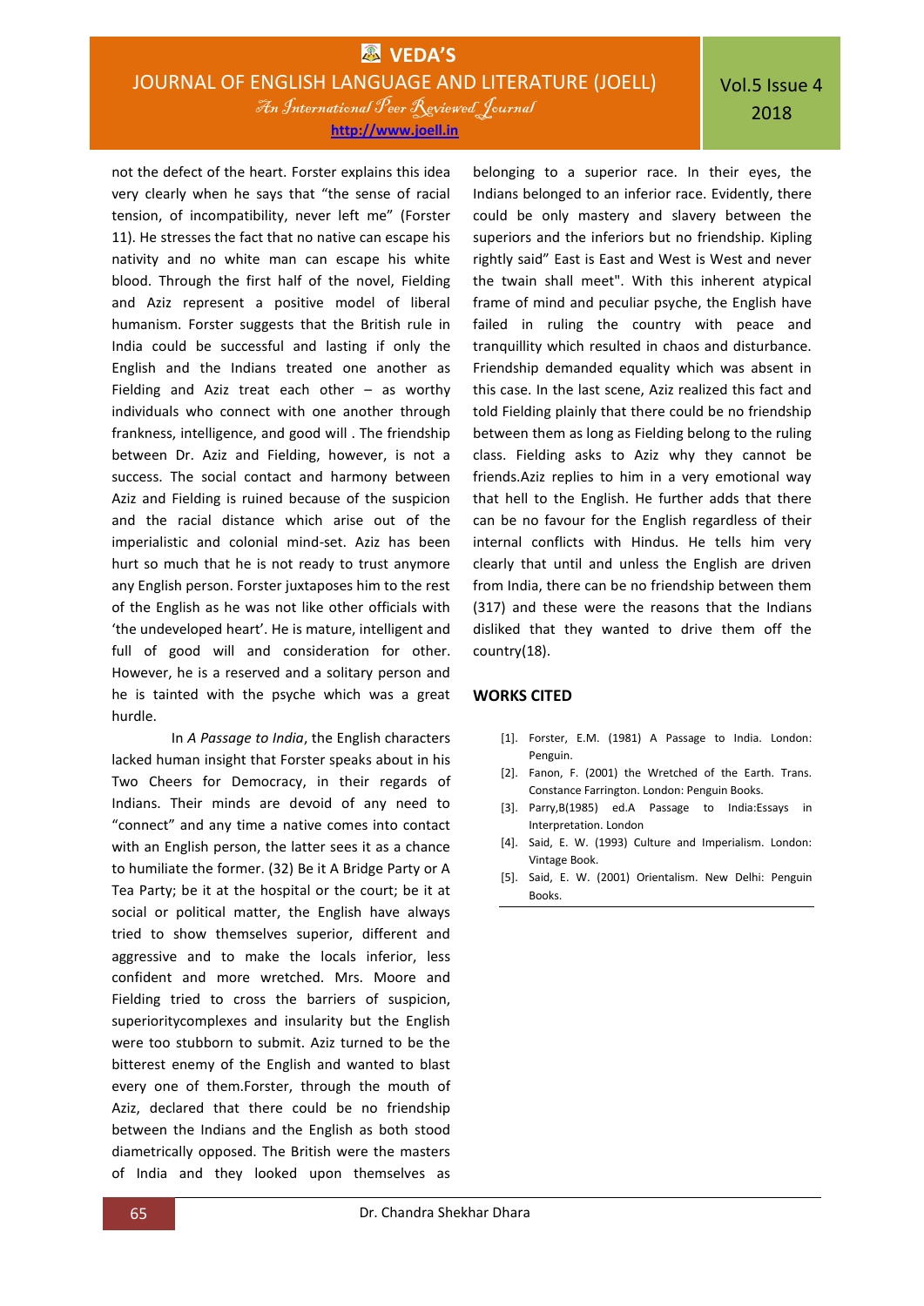not the defect of the heart. Forster explains this idea very clearly when he says that "the sense of racial tension, of incompatibility, never left me" (Forster 11). He stresses the fact that no native can escape his nativity and no white man can escape his white blood. Through the first half of the novel, Fielding and Aziz represent a positive model of liberal humanism. Forster suggests that the British rule in India could be successful and lasting if only the English and the Indians treated one another as Fielding and Aziz treat each other – as worthy individuals who connect with one another through frankness, intelligence, and good will . The friendship between Dr. Aziz and Fielding, however, is not a success. The social contact and harmony between Aziz and Fielding is ruined because of the suspicion and the racial distance which arise out of the imperialistic and colonial mind-set. Aziz has been hurt so much that he is not ready to trust anymore any English person. Forster juxtaposes him to the rest of the English as he was not like other officials with 'the undeveloped heart'. He is mature, intelligent and full of good will and consideration for other. However, he is a reserved and a solitary person and he is tainted with the psyche which was a great hurdle.

In *A Passage to India*, the English characters lacked human insight that Forster speaks about in his Two Cheers for Democracy, in their regards of Indians. Their minds are devoid of any need to "connect" and any time a native comes into contact with an English person, the latter sees it as a chance to humiliate the former. (32) Be it A Bridge Party or A Tea Party; be it at the hospital or the court; be it at social or political matter, the English have always tried to show themselves superior, different and aggressive and to make the locals inferior, less confident and more wretched. Mrs. Moore and Fielding tried to cross the barriers of suspicion, superioritycomplexes and insularity but the English were too stubborn to submit. Aziz turned to be the bitterest enemy of the English and wanted to blast every one of them.Forster, through the mouth of Aziz, declared that there could be no friendship between the Indians and the English as both stood diametrically opposed. The British were the masters of India and they looked upon themselves as belonging to a superior race. In their eyes, the Indians belonged to an inferior race. Evidently, there could be only mastery and slavery between the superiors and the inferiors but no friendship. Kipling rightly said" East is East and West is West and never the twain shall meet". With this inherent atypical frame of mind and peculiar psyche, the English have failed in ruling the country with peace and tranquillity which resulted in chaos and disturbance. Friendship demanded equality which was absent in this case. In the last scene, Aziz realized this fact and told Fielding plainly that there could be no friendship between them as long as Fielding belong to the ruling class. Fielding asks to Aziz why they cannot be friends.Aziz replies to him in a very emotional way that hell to the English. He further adds that there can be no favour for the English regardless of their internal conflicts with Hindus. He tells him very clearly that until and unless the English are driven from India, there can be no friendship between them (317) and these were the reasons that the Indians disliked that they wanted to drive them off the country(18).

## WORKS CITED

[1]. Forster, E.M. (1981) A Passage to India. London: Penguin.

[2]. Fanon, F. (2001) the Wretched of the Earth. Trans. Constance Farrington. London: Penguin Books.

[3]. Parry,B(1985) ed.A Passage to India:Essays in Interpretation. London

[4]. Said, E. W. (1993) Culture and Imperialism. London: Vintage Book.

[5]. Said, E. W. (2001) Orientalism. New Delhi: Penguin Books.